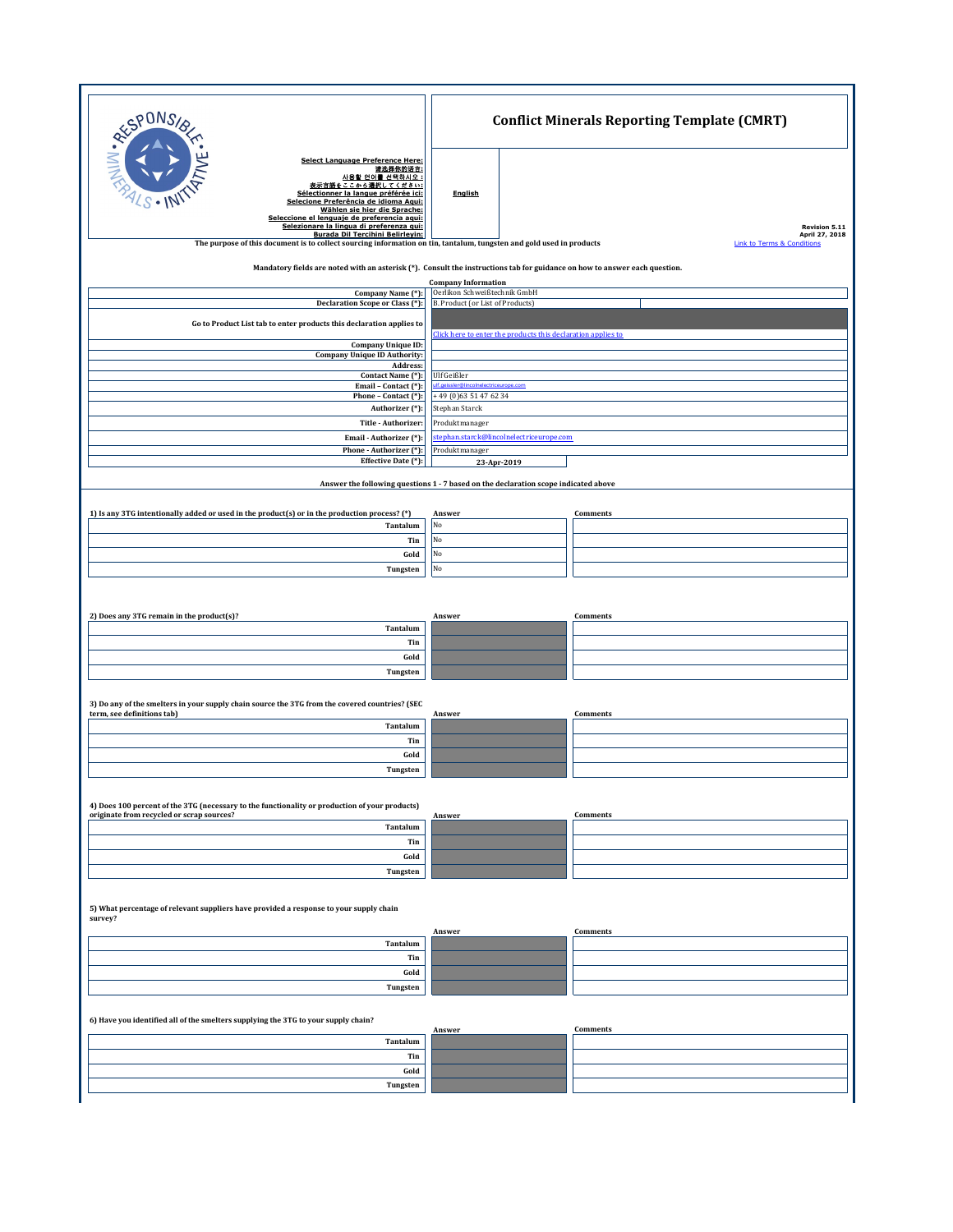# Conflict Minerals Reporting Template (CMRT)

Select Language Preference Here:
请选择你的语言:
사용할 언어를 선택하시오 :
表示言語をここから選択してください:
Sélectionner la langue préférée ici:
Selecione Preferência de idioma Aqui:
Wählen sie hier die Sprache:
Seleccione el lenguaje de preferencia aqui:
Selezionare la lingua di preferenza qui:
Burada Dil Tercihini Belirleyin:

English

Revision 5.11
April 27, 2018

The purpose of this document is to collect sourcing information on tin, tantalum, tungsten and gold used in products

Link to Terms & Conditions

Mandatory fields are noted with an asterisk (*). Consult the instructions tab for guidance on how to answer each question.

**Company Information**

| | |
|---|---|
| Company Name (*): | Oerlikon Schweißtechnik GmbH |
| Declaration Scope or Class (*): | B. Product (or List of Products) |
| Go to Product List tab to enter products this declaration applies to | Click here to enter the products this declaration applies to |
| Company Unique ID: | |
| Company Unique ID Authority: | |
| Address: | |
| Contact Name (*): | Ulf Geißler |
| Email – Contact (*): | ulf.geissler@lincolnelectriceurope.com |
| Phone – Contact (*): | +49 (0)63 51 47 62 34 |
| Authorizer (*): | Stephan Starck |
| Title - Authorizer: | Produktmanager |
| Email - Authorizer (*): | stephan.starck@lincolnelectriceurope.com |
| Phone - Authorizer (*): | Produktmanager |
| Effective Date (*): | 23-Apr-2019 |

Answer the following questions 1 - 7 based on the declaration scope indicated above

| 1) Is any 3TG intentionally added or used in the product(s) or in the production process? (*) | Answer | Comments |
|---|---|---|
| Tantalum | No | |
| Tin | No | |
| Gold | No | |
| Tungsten | No | |

| 2) Does any 3TG remain in the product(s)? | Answer | Comments |
|---|---|---|
| Tantalum | | |
| Tin | | |
| Gold | | |
| Tungsten | | |

| 3) Do any of the smelters in your supply chain source the 3TG from the covered countries? (SEC term, see definitions tab) | Answer | Comments |
|---|---|---|
| Tantalum | | |
| Tin | | |
| Gold | | |
| Tungsten | | |

| 4) Does 100 percent of the 3TG (necessary to the functionality or production of your products) originate from recycled or scrap sources? | Answer | Comments |
|---|---|---|
| Tantalum | | |
| Tin | | |
| Gold | | |
| Tungsten | | |

| 5) What percentage of relevant suppliers have provided a response to your supply chain survey? | Answer | Comments |
|---|---|---|
| Tantalum | | |
| Tin | | |
| Gold | | |
| Tungsten | | |

| 6) Have you identified all of the smelters supplying the 3TG to your supply chain? | Answer | Comments |
|---|---|---|
| Tantalum | | |
| Tin | | |
| Gold | | |
| Tungsten | | |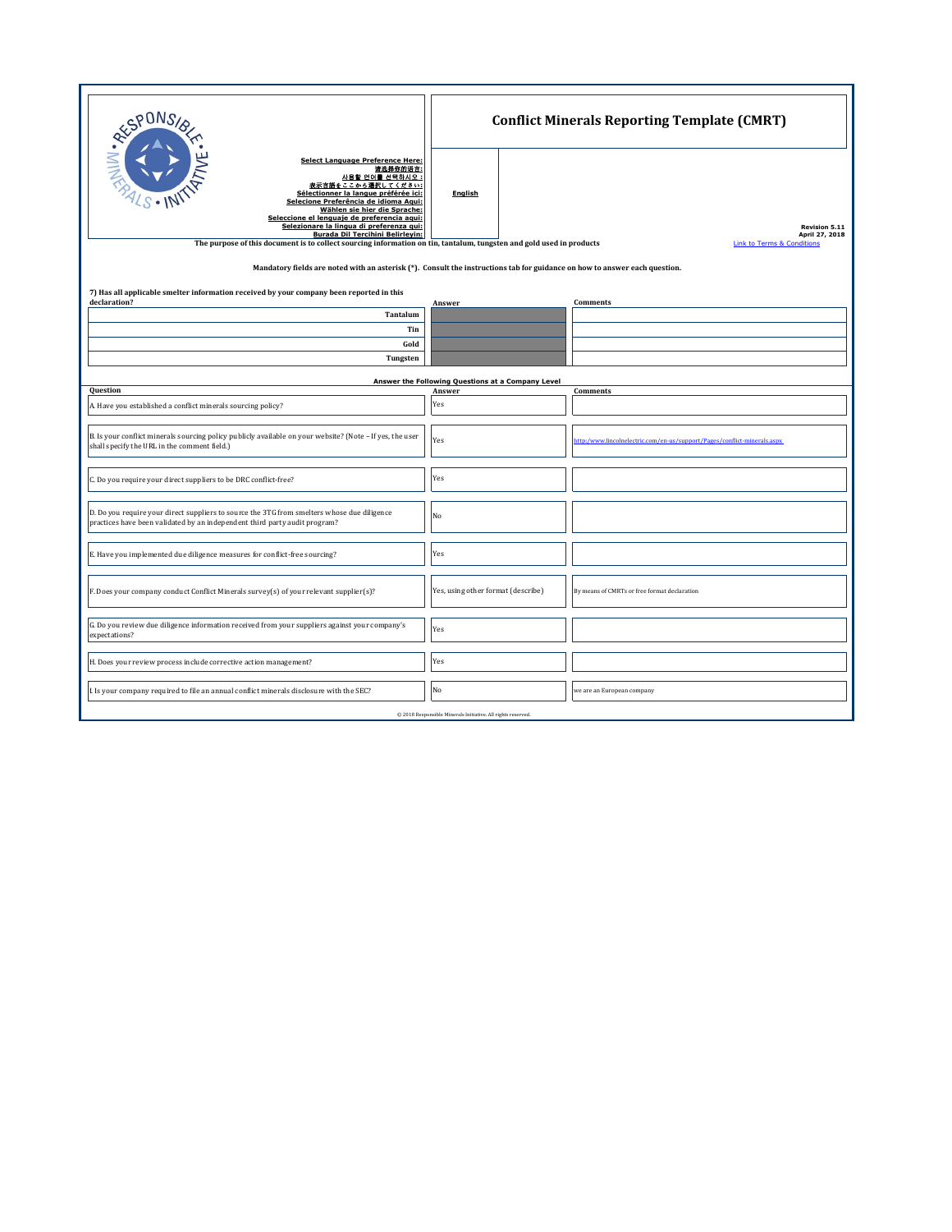Select Language Preference Here:
请选择你的语言:
사용할 언어를 선택하시오 :
表示言語をここから選択してください:
Sélectionner la langue préférée ici:
Selecione Preferência de idioma Aqui:
Wählen sie hier die Sprache:
Seleccione el lenguaje de preferencia aqui:
Selezionare la lingua di preferenza qui:
Burada Dil Tercihini Belirleyin:

**English**

# Conflict Minerals Reporting Template (CMRT)

Revision 5.11
April 27, 2018

**The purpose of this document is to collect sourcing information on tin, tantalum, tungsten and gold used in products**

Link to Terms & Conditions

**Mandatory fields are noted with an asterisk (*). Consult the instructions tab for guidance on how to answer each question.**

**7) Has all applicable smelter information received by your company been reported in this declaration?**

| | Answer | Comments |
|---|---|---|
| Tantalum | | |
| Tin | | |
| Gold | | |
| Tungsten | | |

**Answer the Following Questions at a Company Level**

| Question | Answer | Comments |
|---|---|---|
| A. Have you established a conflict minerals sourcing policy? | Yes | |
| B. Is your conflict minerals sourcing policy publicly available on your website? (Note – If yes, the user shall specify the URL in the comment field.) | Yes | http://www.lincolnelectric.com/en-us/support/Pages/conflict-minerals.aspx |
| C. Do you require your direct suppliers to be DRC conflict-free? | Yes | |
| D. Do you require your direct suppliers to source the 3TG from smelters whose due diligence practices have been validated by an independent third party audit program? | No | |
| E. Have you implemented due diligence measures for conflict-free sourcing? | Yes | |
| F. Does your company conduct Conflict Minerals survey(s) of your relevant supplier(s)? | Yes, using other format (describe) | By means of CMRTs or free format declaration |
| G. Do you review due diligence information received from your suppliers against your company's expectations? | Yes | |
| H. Does your review process include corrective action management? | Yes | |
| I. Is your company required to file an annual conflict minerals disclosure with the SEC? | No | we are an European company |

© 2018 Responsible Minerals Initiative. All rights reserved.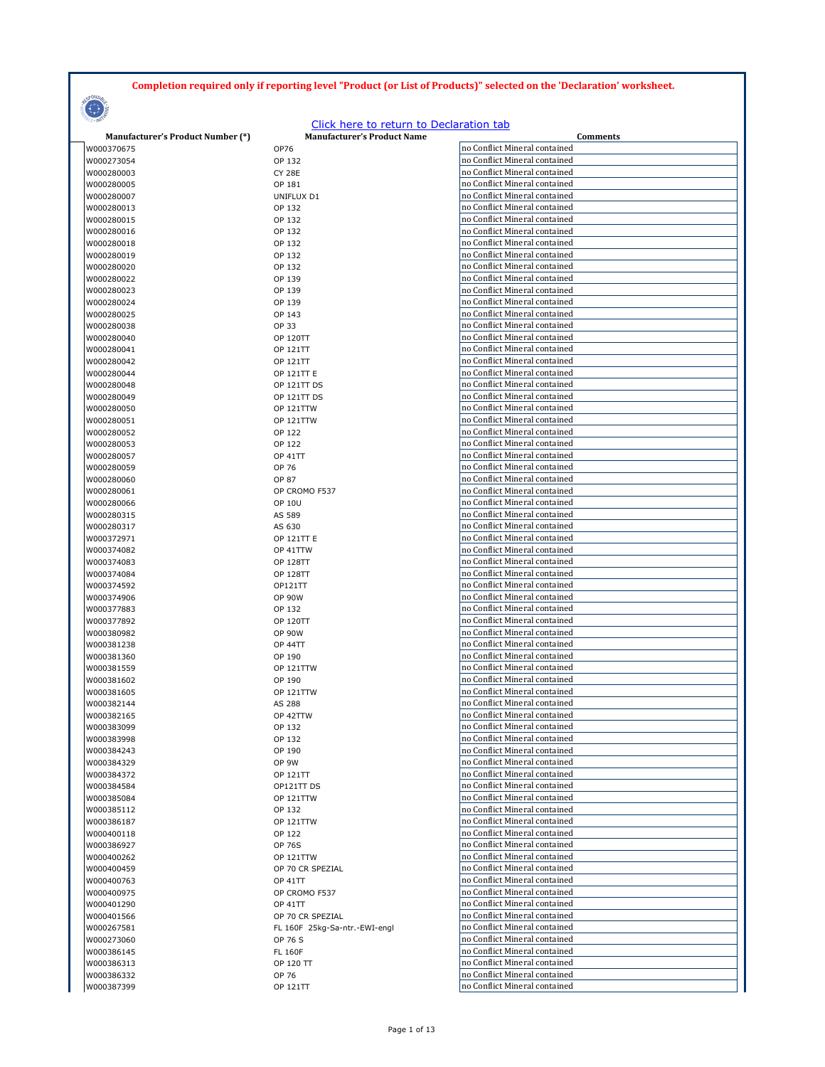**Completion required only if reporting level "Product (or List of Products)" selected on the 'Declaration' worksheet.**

Click here to return to Declaration tab

| Manufacturer's Product Number (*) | Manufacturer's Product Name | Comments |
|---|---|---|
| W000370675 | OP76 | no Conflict Mineral contained |
| W000273054 | OP 132 | no Conflict Mineral contained |
| W000280003 | CY 28E | no Conflict Mineral contained |
| W000280005 | OP 181 | no Conflict Mineral contained |
| W000280007 | UNIFLUX D1 | no Conflict Mineral contained |
| W000280013 | OP 132 | no Conflict Mineral contained |
| W000280015 | OP 132 | no Conflict Mineral contained |
| W000280016 | OP 132 | no Conflict Mineral contained |
| W000280018 | OP 132 | no Conflict Mineral contained |
| W000280019 | OP 132 | no Conflict Mineral contained |
| W000280020 | OP 132 | no Conflict Mineral contained |
| W000280022 | OP 139 | no Conflict Mineral contained |
| W000280023 | OP 139 | no Conflict Mineral contained |
| W000280024 | OP 139 | no Conflict Mineral contained |
| W000280025 | OP 143 | no Conflict Mineral contained |
| W000280038 | OP 33 | no Conflict Mineral contained |
| W000280040 | OP 120TT | no Conflict Mineral contained |
| W000280041 | OP 121TT | no Conflict Mineral contained |
| W000280042 | OP 121TT | no Conflict Mineral contained |
| W000280044 | OP 121TT E | no Conflict Mineral contained |
| W000280048 | OP 121TT DS | no Conflict Mineral contained |
| W000280049 | OP 121TT DS | no Conflict Mineral contained |
| W000280050 | OP 121TTW | no Conflict Mineral contained |
| W000280051 | OP 121TTW | no Conflict Mineral contained |
| W000280052 | OP 122 | no Conflict Mineral contained |
| W000280053 | OP 122 | no Conflict Mineral contained |
| W000280057 | OP 41TT | no Conflict Mineral contained |
| W000280059 | OP 76 | no Conflict Mineral contained |
| W000280060 | OP 87 | no Conflict Mineral contained |
| W000280061 | OP CROMO F537 | no Conflict Mineral contained |
| W000280066 | OP 10U | no Conflict Mineral contained |
| W000280315 | AS 589 | no Conflict Mineral contained |
| W000280317 | AS 630 | no Conflict Mineral contained |
| W000372971 | OP 121TT E | no Conflict Mineral contained |
| W000374082 | OP 41TTW | no Conflict Mineral contained |
| W000374083 | OP 128TT | no Conflict Mineral contained |
| W000374084 | OP 128TT | no Conflict Mineral contained |
| W000374592 | OP121TT | no Conflict Mineral contained |
| W000374906 | OP 90W | no Conflict Mineral contained |
| W000377883 | OP 132 | no Conflict Mineral contained |
| W000377892 | OP 120TT | no Conflict Mineral contained |
| W000380982 | OP 90W | no Conflict Mineral contained |
| W000381238 | OP 44TT | no Conflict Mineral contained |
| W000381360 | OP 190 | no Conflict Mineral contained |
| W000381559 | OP 121TTW | no Conflict Mineral contained |
| W000381602 | OP 190 | no Conflict Mineral contained |
| W000381605 | OP 121TTW | no Conflict Mineral contained |
| W000382144 | AS 288 | no Conflict Mineral contained |
| W000382165 | OP 42TTW | no Conflict Mineral contained |
| W000383099 | OP 132 | no Conflict Mineral contained |
| W000383998 | OP 132 | no Conflict Mineral contained |
| W000384243 | OP 190 | no Conflict Mineral contained |
| W000384329 | OP 9W | no Conflict Mineral contained |
| W000384372 | OP 121TT | no Conflict Mineral contained |
| W000384584 | OP121TT DS | no Conflict Mineral contained |
| W000385084 | OP 121TTW | no Conflict Mineral contained |
| W000385112 | OP 132 | no Conflict Mineral contained |
| W000386187 | OP 121TTW | no Conflict Mineral contained |
| W000400118 | OP 122 | no Conflict Mineral contained |
| W000386927 | OP 76S | no Conflict Mineral contained |
| W000400262 | OP 121TTW | no Conflict Mineral contained |
| W000400459 | OP 70 CR SPEZIAL | no Conflict Mineral contained |
| W000400763 | OP 41TT | no Conflict Mineral contained |
| W000400975 | OP CROMO F537 | no Conflict Mineral contained |
| W000401290 | OP 41TT | no Conflict Mineral contained |
| W000401566 | OP 70 CR SPEZIAL | no Conflict Mineral contained |
| W000267581 | FL 160F 25kg-Sa-ntr.-EWI-engl | no Conflict Mineral contained |
| W000273060 | OP 76 S | no Conflict Mineral contained |
| W000386145 | FL 160F | no Conflict Mineral contained |
| W000386313 | OP 120 TT | no Conflict Mineral contained |
| W000386332 | OP 76 | no Conflict Mineral contained |
| W000387399 | OP 121TT | no Conflict Mineral contained |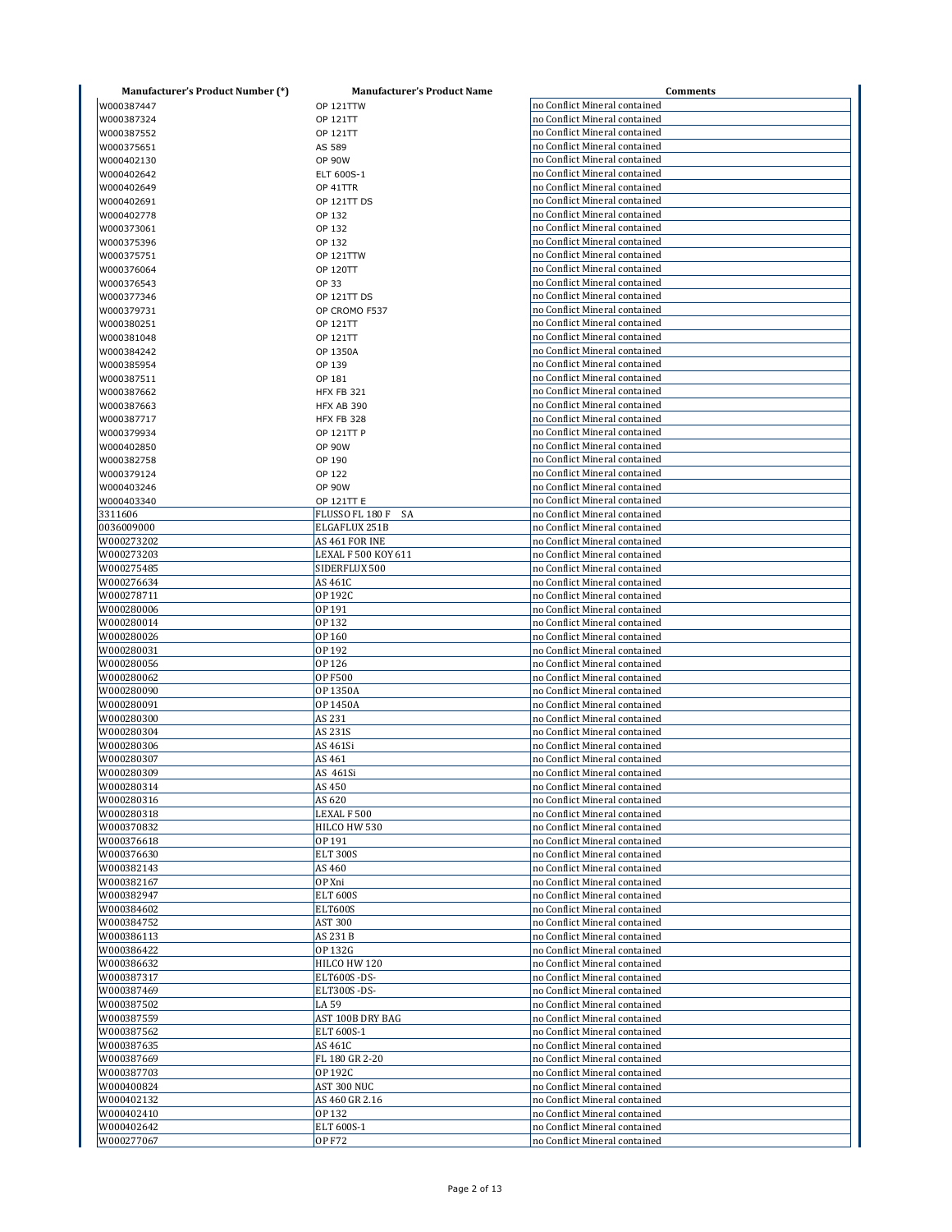| Manufacturer's Product Number (*) | Manufacturer's Product Name | Comments |
|---|---|---|
| W000387447 | OP 121TTW | no Conflict Mineral contained |
| W000387324 | OP 121TT | no Conflict Mineral contained |
| W000387552 | OP 121TT | no Conflict Mineral contained |
| W000375651 | AS 589 | no Conflict Mineral contained |
| W000402130 | OP 90W | no Conflict Mineral contained |
| W000402642 | ELT 600S-1 | no Conflict Mineral contained |
| W000402649 | OP 41TTR | no Conflict Mineral contained |
| W000402691 | OP 121TT DS | no Conflict Mineral contained |
| W000402778 | OP 132 | no Conflict Mineral contained |
| W000373061 | OP 132 | no Conflict Mineral contained |
| W000375396 | OP 132 | no Conflict Mineral contained |
| W000375751 | OP 121TTW | no Conflict Mineral contained |
| W000376064 | OP 120TT | no Conflict Mineral contained |
| W000376543 | OP 33 | no Conflict Mineral contained |
| W000377346 | OP 121TT DS | no Conflict Mineral contained |
| W000379731 | OP CROMO F537 | no Conflict Mineral contained |
| W000380251 | OP 121TT | no Conflict Mineral contained |
| W000381048 | OP 121TT | no Conflict Mineral contained |
| W000384242 | OP 1350A | no Conflict Mineral contained |
| W000385954 | OP 139 | no Conflict Mineral contained |
| W000387511 | OP 181 | no Conflict Mineral contained |
| W000387662 | HFX FB 321 | no Conflict Mineral contained |
| W000387663 | HFX AB 390 | no Conflict Mineral contained |
| W000387717 | HFX FB 328 | no Conflict Mineral contained |
| W000379934 | OP 121TT P | no Conflict Mineral contained |
| W000402850 | OP 90W | no Conflict Mineral contained |
| W000382758 | OP 190 | no Conflict Mineral contained |
| W000379124 | OP 122 | no Conflict Mineral contained |
| W000403246 | OP 90W | no Conflict Mineral contained |
| W000403340 | OP 121TT E | no Conflict Mineral contained |
| 3311606 | FLUSSO FL 180 F SA | no Conflict Mineral contained |
| 0036009000 | ELGAFLUX 251B | no Conflict Mineral contained |
| W000273202 | AS 461 FOR INE | no Conflict Mineral contained |
| W000273203 | LEXAL F 500 KOY 611 | no Conflict Mineral contained |
| W000275485 | SIDERFLUX 500 | no Conflict Mineral contained |
| W000276634 | AS 461C | no Conflict Mineral contained |
| W000278711 | OP 192C | no Conflict Mineral contained |
| W000280006 | OP 191 | no Conflict Mineral contained |
| W000280014 | OP 132 | no Conflict Mineral contained |
| W000280026 | OP 160 | no Conflict Mineral contained |
| W000280031 | OP 192 | no Conflict Mineral contained |
| W000280056 | OP 126 | no Conflict Mineral contained |
| W000280062 | OP F500 | no Conflict Mineral contained |
| W000280090 | OP 1350A | no Conflict Mineral contained |
| W000280091 | OP 1450A | no Conflict Mineral contained |
| W000280300 | AS 231 | no Conflict Mineral contained |
| W000280304 | AS 231S | no Conflict Mineral contained |
| W000280306 | AS 461Si | no Conflict Mineral contained |
| W000280307 | AS 461 | no Conflict Mineral contained |
| W000280309 | AS 461Si | no Conflict Mineral contained |
| W000280314 | AS 450 | no Conflict Mineral contained |
| W000280316 | AS 620 | no Conflict Mineral contained |
| W000280318 | LEXAL F 500 | no Conflict Mineral contained |
| W000370832 | HILCO HW 530 | no Conflict Mineral contained |
| W000376618 | OP 191 | no Conflict Mineral contained |
| W000376630 | ELT 300S | no Conflict Mineral contained |
| W000382143 | AS 460 | no Conflict Mineral contained |
| W000382167 | OP Xni | no Conflict Mineral contained |
| W000382947 | ELT 600S | no Conflict Mineral contained |
| W000384602 | ELT600S | no Conflict Mineral contained |
| W000384752 | AST 300 | no Conflict Mineral contained |
| W000386113 | AS 231 B | no Conflict Mineral contained |
| W000386422 | OP 132G | no Conflict Mineral contained |
| W000386632 | HILCO HW 120 | no Conflict Mineral contained |
| W000387317 | ELT600S -DS- | no Conflict Mineral contained |
| W000387469 | ELT300S -DS- | no Conflict Mineral contained |
| W000387502 | LA 59 | no Conflict Mineral contained |
| W000387559 | AST 100B DRY BAG | no Conflict Mineral contained |
| W000387562 | ELT 600S-1 | no Conflict Mineral contained |
| W000387635 | AS 461C | no Conflict Mineral contained |
| W000387669 | FL 180 GR 2-20 | no Conflict Mineral contained |
| W000387703 | OP 192C | no Conflict Mineral contained |
| W000400824 | AST 300 NUC | no Conflict Mineral contained |
| W000402132 | AS 460 GR 2.16 | no Conflict Mineral contained |
| W000402410 | OP 132 | no Conflict Mineral contained |
| W000402642 | ELT 600S-1 | no Conflict Mineral contained |
| W000277067 | OP F72 | no Conflict Mineral contained |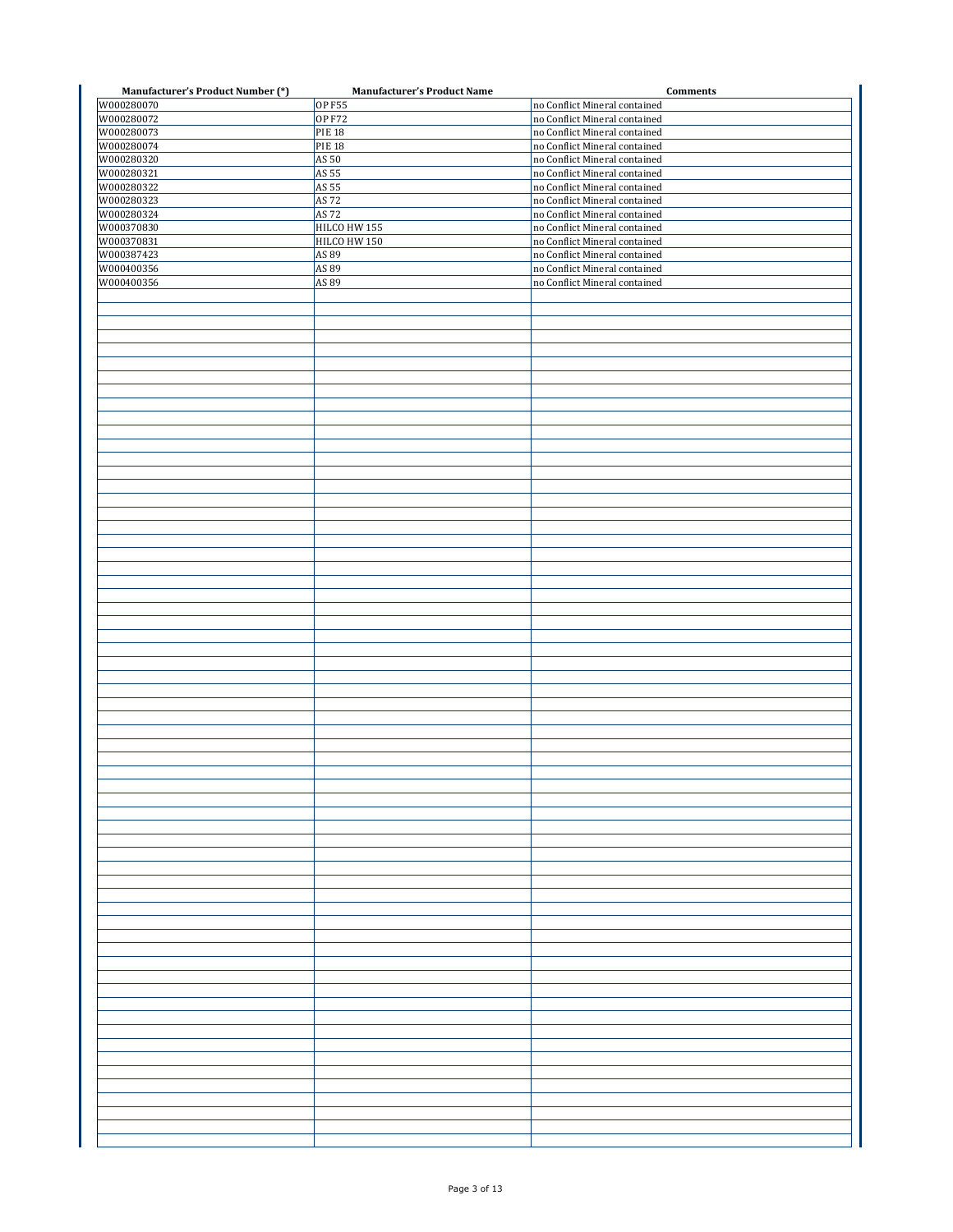| Manufacturer's Product Number (*) | Manufacturer's Product Name | Comments |
|---|---|---|
| W000280070 | OP F55 | no Conflict Mineral contained |
| W000280072 | OP F72 | no Conflict Mineral contained |
| W000280073 | PIE 18 | no Conflict Mineral contained |
| W000280074 | PIE 18 | no Conflict Mineral contained |
| W000280320 | AS 50 | no Conflict Mineral contained |
| W000280321 | AS 55 | no Conflict Mineral contained |
| W000280322 | AS 55 | no Conflict Mineral contained |
| W000280323 | AS 72 | no Conflict Mineral contained |
| W000280324 | AS 72 | no Conflict Mineral contained |
| W000370830 | HILCO HW 155 | no Conflict Mineral contained |
| W000370831 | HILCO HW 150 | no Conflict Mineral contained |
| W000387423 | AS 89 | no Conflict Mineral contained |
| W000400356 | AS 89 | no Conflict Mineral contained |
| W000400356 | AS 89 | no Conflict Mineral contained |